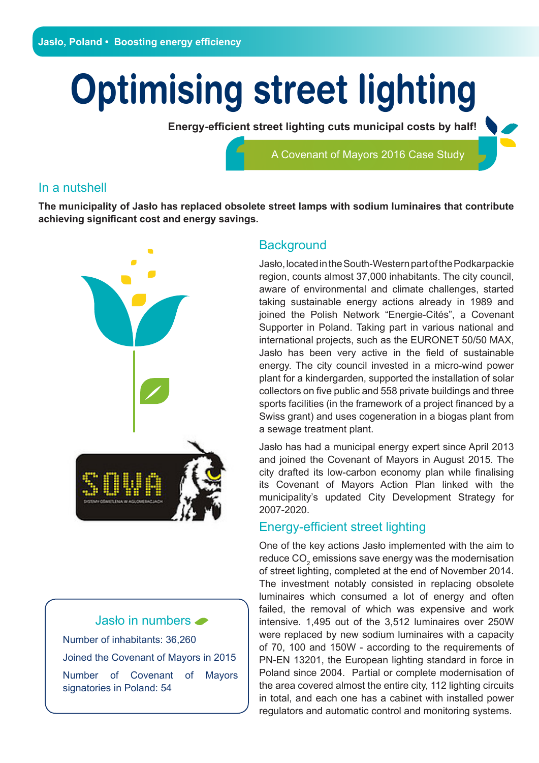Jasło, Poland • Boosting energy efficiency

# Optimising street lighting

**Energy-efficient street lighting cuts municipal costs by half!**

A Covenant of Mayors 2016 Case Study

## In a nutshell

**The municipality of Jasło has replaced obsolete street lamps with sodium luminaires that contribute achieving significant cost and energy savings.**

## Background

Jasło, located in the South-Western part of the Podkarpackie region, counts almost 37,000 inhabitants. The city council, aware of environmental and climate challenges, started taking sustainable energy actions already in 1989 and joined the Polish Network "Energie-Cités", a Covenant Supporter in Poland. Taking part in various national and international projects, such as the EURONET 50/50 MAX, Jasło has been very active in the field of sustainable energy. The city council invested in a micro-wind power plant for a kindergarden, supported the installation of solar collectors on five public and 558 private buildings and three sports facilities (in the framework of a project financed by a Swiss grant) and uses cogeneration in a biogas plant from a sewage treatment plant.

Jasło has had a municipal energy expert since April 2013 and joined the Covenant of Mayors in August 2015. The city drafted its low-carbon economy plan while finalising its Covenant of Mayors Action Plan linked with the municipality's updated City Development Strategy for 2007-2020.

## Energy-efficient street lighting

One of the key actions Jasło implemented with the aim to reduce $CO_2$ emissions save energy was the modernisation of street lighting, completed at the end of November 2014. The investment notably consisted in replacing obsolete luminaires which consumed a lot of energy and often failed, the removal of which was expensive and work intensive. 1,495 out of the 3,512 luminaires over 250W were replaced by new sodium luminaires with a capacity of 70, 100 and 150W - according to the requirements of PN-EN 13201, the European lighting standard in force in Poland since 2004. Partial or complete modernisation of the area covered almost the entire city, 112 lighting circuits in total, and each one has a cabinet with installed power regulators and automatic control and monitoring systems.

### Jasło in numbers

Number of inhabitants: 36,260

Joined the Covenant of Mayors in 2015

Number of Covenant of Mayors signatories in Poland: 54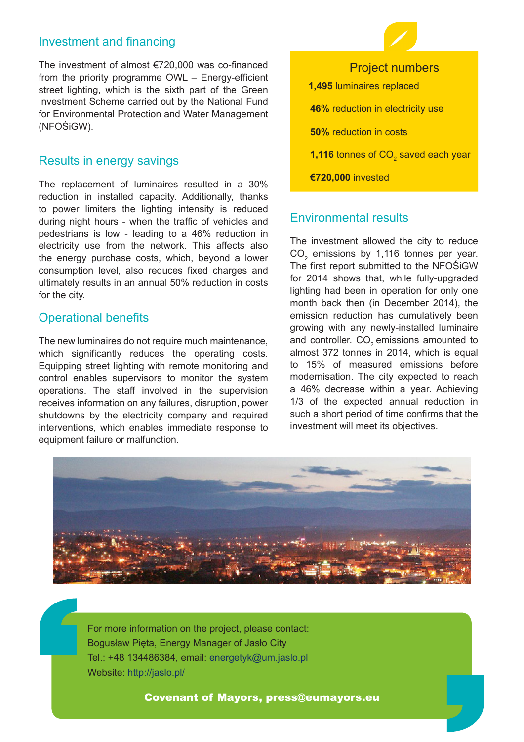## Investment and financing

The investment of almost €720,000 was co-financed from the priority programme OWL – Energy-efficient street lighting, which is the sixth part of the Green Investment Scheme carried out by the National Fund for Environmental Protection and Water Management (NFOŚiGW).

## Results in energy savings

The replacement of luminaires resulted in a 30% reduction in installed capacity. Additionally, thanks to power limiters the lighting intensity is reduced during night hours - when the traffic of vehicles and pedestrians is low - leading to a 46% reduction in electricity use from the network. This affects also the energy purchase costs, which, beyond a lower consumption level, also reduces fixed charges and ultimately results in an annual 50% reduction in costs for the city.

## Operational benefits

The new luminaires do not require much maintenance, which significantly reduces the operating costs. Equipping street lighting with remote monitoring and control enables supervisors to monitor the system operations. The staff involved in the supervision receives information on any failures, disruption, power shutdowns by the electricity company and required interventions, which enables immediate response to equipment failure or malfunction.

## Project numbers

**1,495** luminaires replaced

**46%** reduction in electricity use

**50%** reduction in costs

**1,116** tonnes of $CO_2$ saved each year

**€720,000** invested

## Environmental results

The investment allowed the city to reduce $CO_2$ emissions by 1,116 tonnes per year. The first report submitted to the NFOŚiGW for 2014 shows that, while fully-upgraded lighting had been in operation for only one month back then (in December 2014), the emission reduction has cumulatively been growing with any newly-installed luminaire and controller. $CO_2$ emissions amounted to almost 372 tonnes in 2014, which is equal to 15% of measured emissions before modernisation. The city expected to reach a 46% decrease within a year. Achieving 1/3 of the expected annual reduction in such a short period of time confirms that the investment will meet its objectives.

For more information on the project, please contact:
Bogusław Pięta, Energy Manager of Jasło City
Tel.: +48 134486384, email: energetyk@um.jaslo.pl
Website: http://jaslo.pl/

**Covenant of Mayors, press@eumayors.eu**